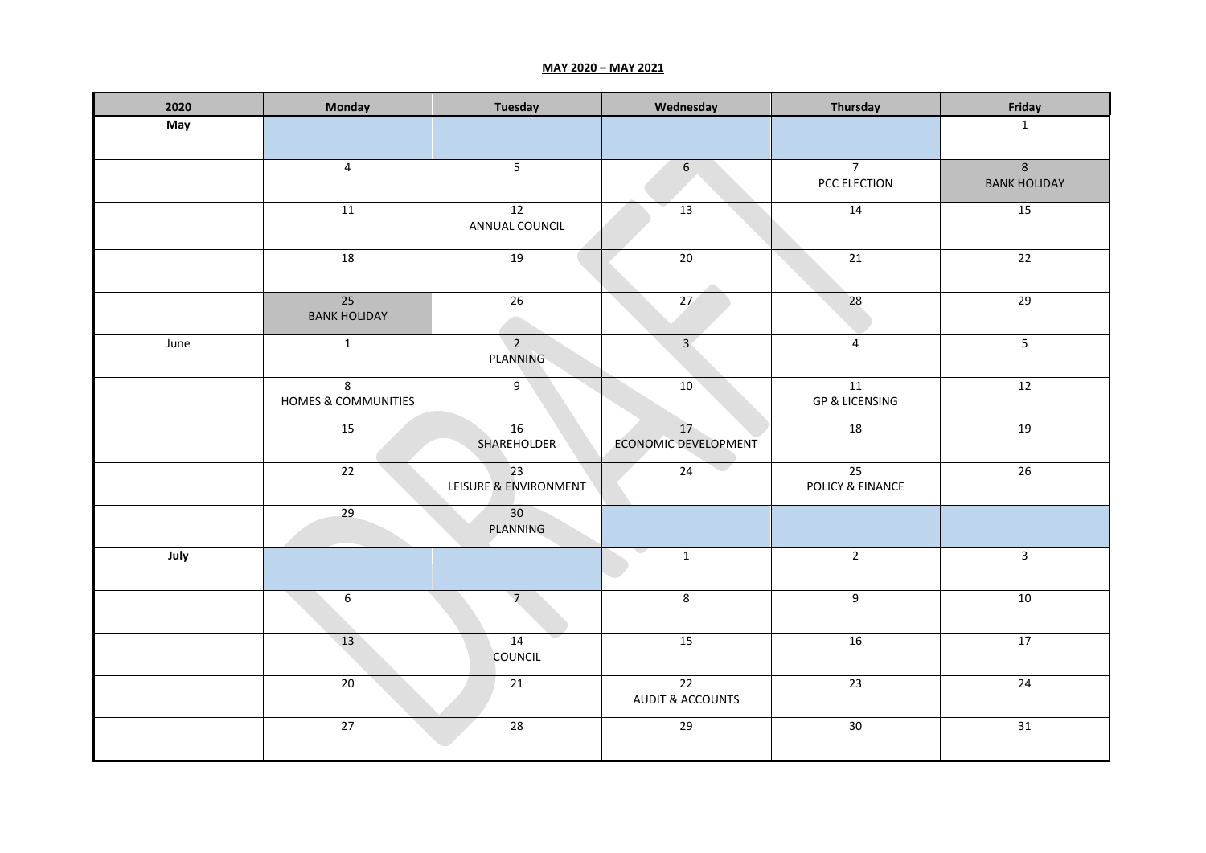**MAY 2020 – MAY 2021**

| 2020 | Monday | Tuesday | Wednesday | Thursday | Friday |
|---|---|---|---|---|---|
| **May** | | | | | 1 |
| | 4 | 5 | 6 | 7 PCC ELECTION | 8 BANK HOLIDAY |
| | 11 | 12 ANNUAL COUNCIL | 13 | 14 | 15 |
| | 18 | 19 | 20 | 21 | 22 |
| | 25 BANK HOLIDAY | 26 | 27 | 28 | 29 |
| June | 1 | 2 PLANNING | 3 | 4 | 5 |
| | 8 HOMES & COMMUNITIES | 9 | 10 | 11 GP & LICENSING | 12 |
| | 15 | 16 SHAREHOLDER | 17 ECONOMIC DEVELOPMENT | 18 | 19 |
| | 22 | 23 LEISURE & ENVIRONMENT | 24 | 25 POLICY & FINANCE | 26 |
| | 29 | 30 PLANNING | | | |
| **July** | | | 1 | 2 | 3 |
| | 6 | 7 | 8 | 9 | 10 |
| | 13 | 14 COUNCIL | 15 | 16 | 17 |
| | 20 | 21 | 22 AUDIT & ACCOUNTS | 23 | 24 |
| | 27 | 28 | 29 | 30 | 31 |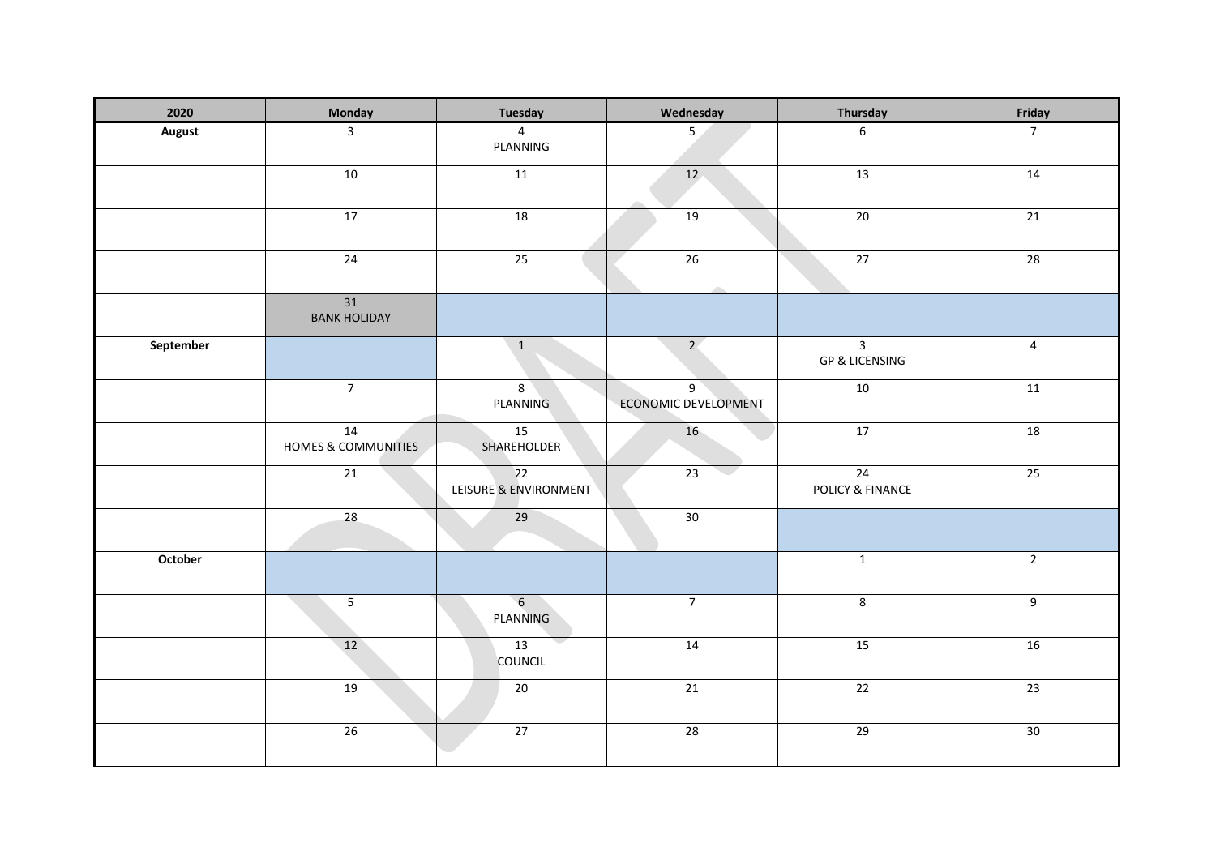| 2020 | Monday | Tuesday | Wednesday | Thursday | Friday |
|---|---|---|---|---|---|
| **August** | 3 | 4<br>PLANNING | 5 | 6 | 7 |
| | 10 | 11 | 12 | 13 | 14 |
| | 17 | 18 | 19 | 20 | 21 |
| | 24 | 25 | 26 | 27 | 28 |
| | 31<br>BANK HOLIDAY | | | | |
| **September** | | 1 | 2 | 3<br>GP & LICENSING | 4 |
| | 7 | 8<br>PLANNING | 9<br>ECONOMIC DEVELOPMENT | 10 | 11 |
| | 14<br>HOMES & COMMUNITIES | 15<br>SHAREHOLDER | 16 | 17 | 18 |
| | 21 | 22<br>LEISURE & ENVIRONMENT | 23 | 24<br>POLICY & FINANCE | 25 |
| | 28 | 29 | 30 | | |
| **October** | | | | 1 | 2 |
| | 5 | 6<br>PLANNING | 7 | 8 | 9 |
| | 12 | 13<br>COUNCIL | 14 | 15 | 16 |
| | 19 | 20 | 21 | 22 | 23 |
| | 26 | 27 | 28 | 29 | 30 |

DRAFT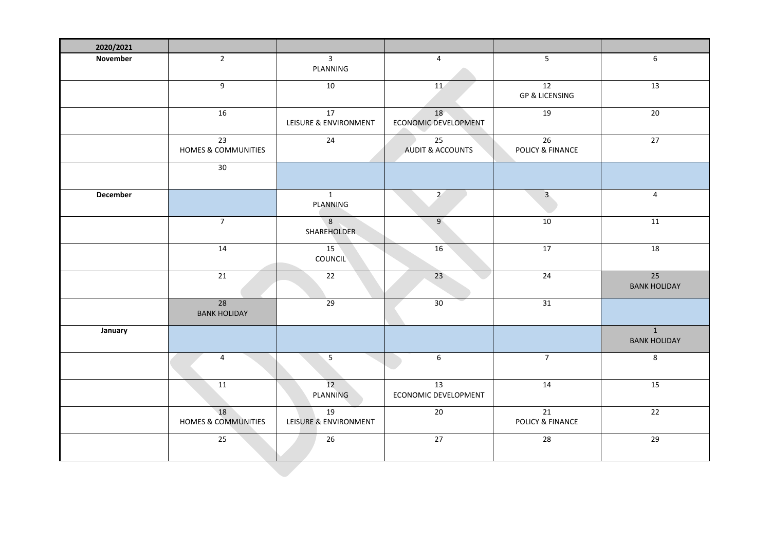| 2020/2021 | | | | | |
|---|---|---|---|---|---|
| **November** | 2 | 3 PLANNING | 4 | 5 | 6 |
| | 9 | 10 | 11 | 12 GP & LICENSING | 13 |
| | 16 | 17 LEISURE & ENVIRONMENT | 18 ECONOMIC DEVELOPMENT | 19 | 20 |
| | 23 HOMES & COMMUNITIES | 24 | 25 AUDIT & ACCOUNTS | 26 POLICY & FINANCE | 27 |
| | 30 | | | | |
| **December** | | 1 PLANNING | 2 | 3 | 4 |
| | 7 | 8 SHAREHOLDER | 9 | 10 | 11 |
| | 14 | 15 COUNCIL | 16 | 17 | 18 |
| | 21 | 22 | 23 | 24 | 25 BANK HOLIDAY |
| | 28 BANK HOLIDAY | 29 | 30 | 31 | |
| **January** | | | | | 1 BANK HOLIDAY |
| | 4 | 5 | 6 | 7 | 8 |
| | 11 | 12 PLANNING | 13 ECONOMIC DEVELOPMENT | 14 | 15 |
| | 18 HOMES & COMMUNITIES | 19 LEISURE & ENVIRONMENT | 20 | 21 POLICY & FINANCE | 22 |
| | 25 | 26 | 27 | 28 | 29 |

DRAFT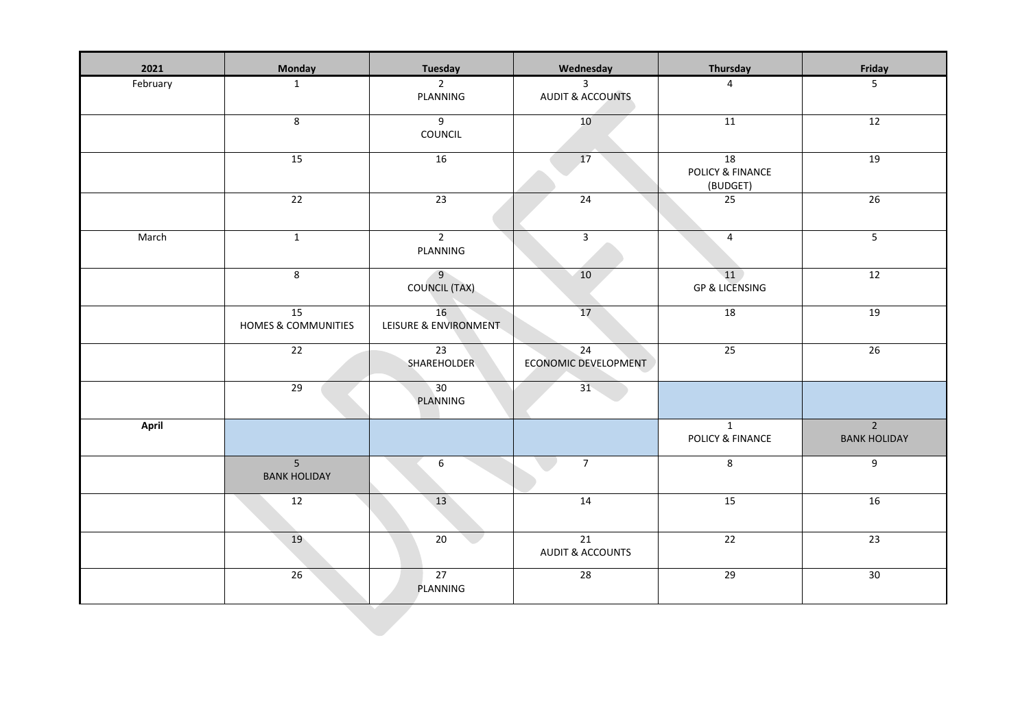| 2021 | Monday | Tuesday | Wednesday | Thursday | Friday |
|---|---|---|---|---|---|
| February | 1 | 2<br>PLANNING | 3<br>AUDIT & ACCOUNTS | 4 | 5 |
| | 8 | 9<br>COUNCIL | 10 | 11 | 12 |
| | 15 | 16 | 17 | 18<br>POLICY & FINANCE (BUDGET) | 19 |
| | 22 | 23 | 24 | 25 | 26 |
| March | 1 | 2<br>PLANNING | 3 | 4 | 5 |
| | 8 | 9<br>COUNCIL (TAX) | 10 | 11<br>GP & LICENSING | 12 |
| | 15<br>HOMES & COMMUNITIES | 16<br>LEISURE & ENVIRONMENT | 17 | 18 | 19 |
| | 22 | 23<br>SHAREHOLDER | 24<br>ECONOMIC DEVELOPMENT | 25 | 26 |
| | 29 | 30<br>PLANNING | 31 | | |
| **April** | | | | 1<br>POLICY & FINANCE | 2<br>BANK HOLIDAY |
| | 5<br>BANK HOLIDAY | 6 | 7 | 8 | 9 |
| | 12 | 13 | 14 | 15 | 16 |
| | 19 | 20 | 21<br>AUDIT & ACCOUNTS | 22 | 23 |
| | 26 | 27<br>PLANNING | 28 | 29 | 30 |

DRAFT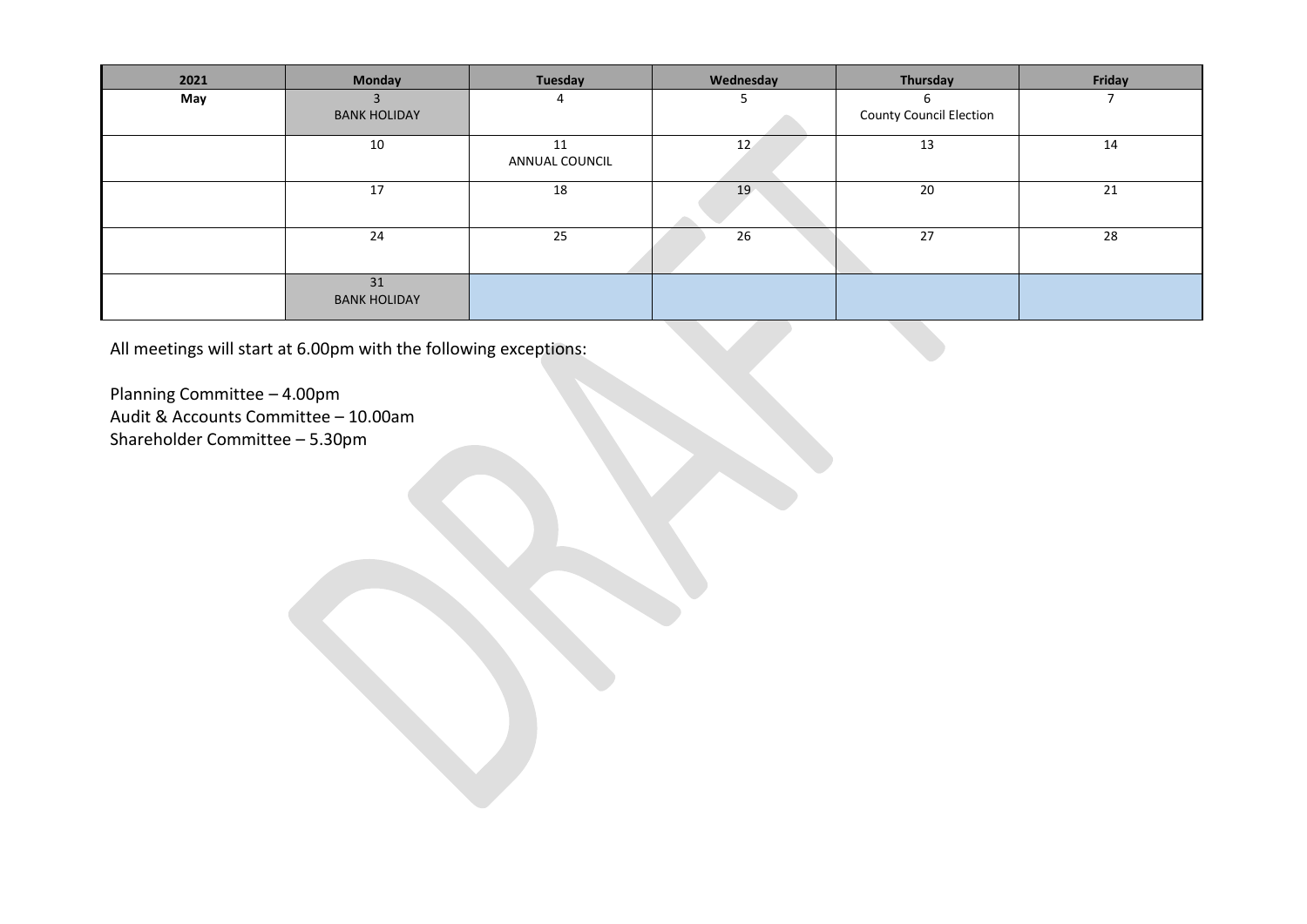| 2021 | Monday | Tuesday | Wednesday | Thursday | Friday |
|---|---|---|---|---|---|
| **May** | 3<br>BANK HOLIDAY | 4 | 5 | 6<br>County Council Election | 7 |
| | 10 | 11<br>ANNUAL COUNCIL | 12 | 13 | 14 |
| | 17 | 18 | 19 | 20 | 21 |
| | 24 | 25 | 26 | 27 | 28 |
| | 31<br>BANK HOLIDAY | | | | |

All meetings will start at 6.00pm with the following exceptions:

Planning Committee – 4.00pm
Audit & Accounts Committee – 10.00am
Shareholder Committee – 5.30pm